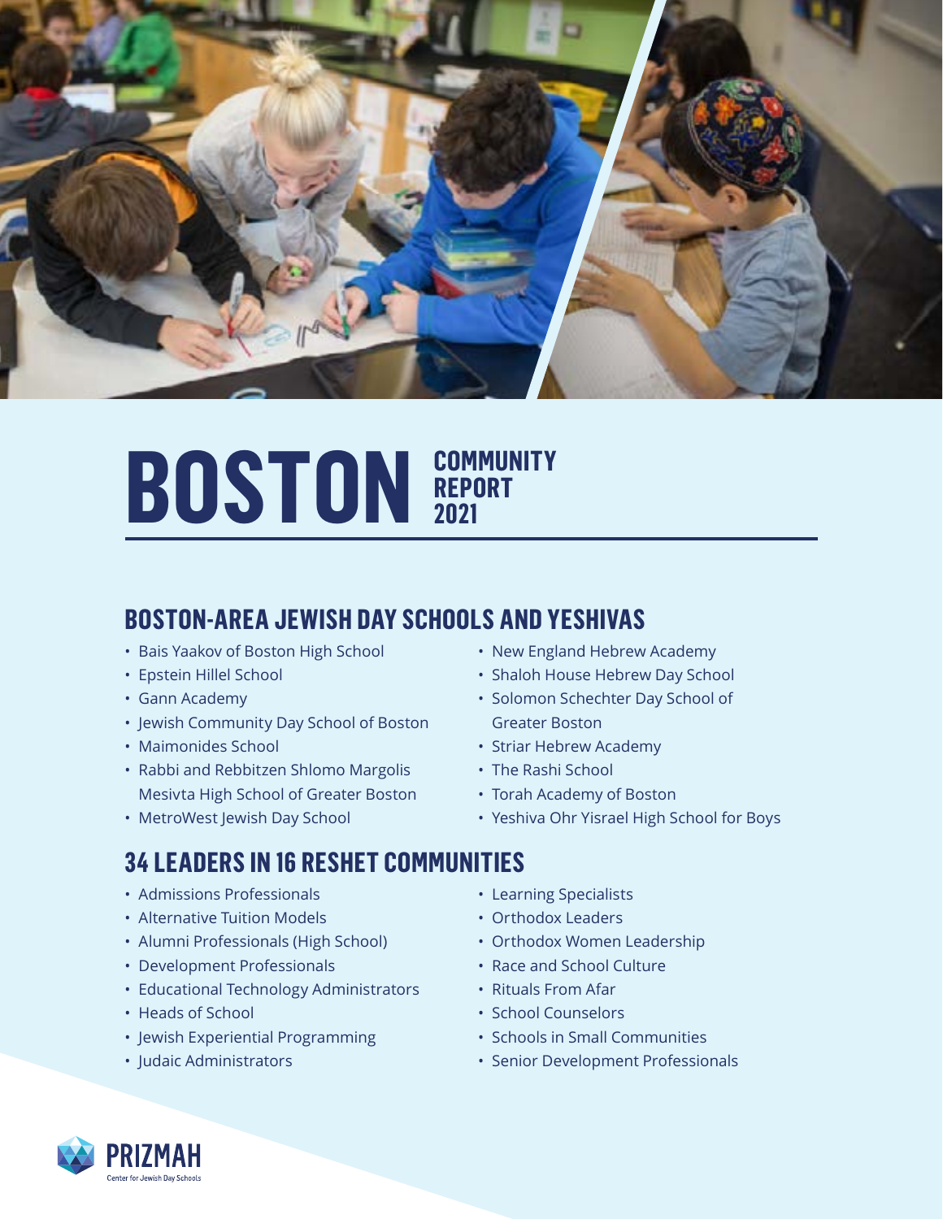# BOSTON COMMUNITY REPORT 2021

## BOSTON-AREA JEWISH DAY SCHOOLS AND YESHIVAS

- Bais Yaakov of Boston High School
- Epstein Hillel School
- Gann Academy
- Jewish Community Day School of Boston
- Maimonides School
- Rabbi and Rebbitzen Shlomo Margolis Mesivta High School of Greater Boston
- MetroWest Jewish Day School
- New England Hebrew Academy
- Shaloh House Hebrew Day School
- Solomon Schechter Day School of Greater Boston
- Striar Hebrew Academy
- The Rashi School
- Torah Academy of Boston
- Yeshiva Ohr Yisrael High School for Boys

## 34 LEADERS IN 16 RESHET COMMUNITIES

- Admissions Professionals
- Alternative Tuition Models
- Alumni Professionals (High School)
- Development Professionals
- Educational Technology Administrators
- Heads of School
- Jewish Experiential Programming
- Judaic Administrators
- Learning Specialists
- Orthodox Leaders
- Orthodox Women Leadership
- Race and School Culture
- Rituals From Afar
- School Counselors
- Schools in Small Communities
- Senior Development Professionals

PRIZMAH Center for Jewish Day Schools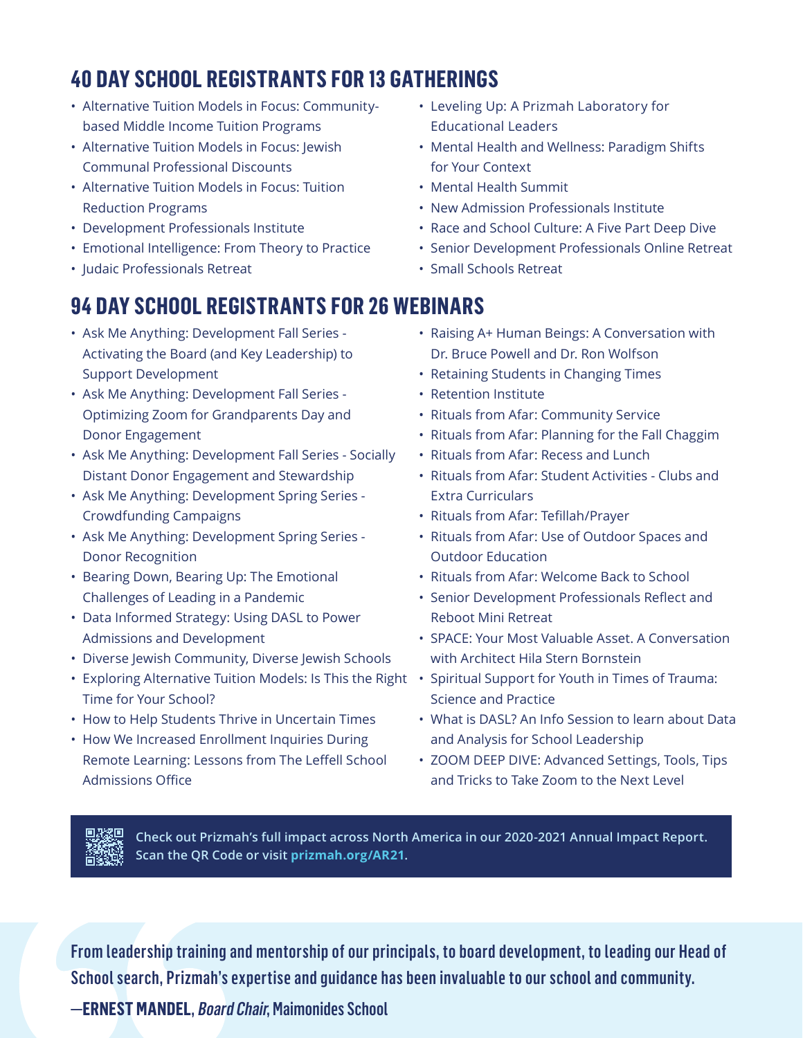## 40 DAY SCHOOL REGISTRANTS FOR 13 GATHERINGS

- Alternative Tuition Models in Focus: Community-based Middle Income Tuition Programs
- Alternative Tuition Models in Focus: Jewish Communal Professional Discounts
- Alternative Tuition Models in Focus: Tuition Reduction Programs
- Development Professionals Institute
- Emotional Intelligence: From Theory to Practice
- Judaic Professionals Retreat
- Leveling Up: A Prizmah Laboratory for Educational Leaders
- Mental Health and Wellness: Paradigm Shifts for Your Context
- Mental Health Summit
- New Admission Professionals Institute
- Race and School Culture: A Five Part Deep Dive
- Senior Development Professionals Online Retreat
- Small Schools Retreat

## 94 DAY SCHOOL REGISTRANTS FOR 26 WEBINARS

- Ask Me Anything: Development Fall Series - Activating the Board (and Key Leadership) to Support Development
- Ask Me Anything: Development Fall Series - Optimizing Zoom for Grandparents Day and Donor Engagement
- Ask Me Anything: Development Fall Series - Socially Distant Donor Engagement and Stewardship
- Ask Me Anything: Development Spring Series - Crowdfunding Campaigns
- Ask Me Anything: Development Spring Series - Donor Recognition
- Bearing Down, Bearing Up: The Emotional Challenges of Leading in a Pandemic
- Data Informed Strategy: Using DASL to Power Admissions and Development
- Diverse Jewish Community, Diverse Jewish Schools
- Exploring Alternative Tuition Models: Is This the Right Time for Your School?
- How to Help Students Thrive in Uncertain Times
- How We Increased Enrollment Inquiries During Remote Learning: Lessons from The Leffell School Admissions Office
- Raising A+ Human Beings: A Conversation with Dr. Bruce Powell and Dr. Ron Wolfson
- Retaining Students in Changing Times
- Retention Institute
- Rituals from Afar: Community Service
- Rituals from Afar: Planning for the Fall Chaggim
- Rituals from Afar: Recess and Lunch
- Rituals from Afar: Student Activities - Clubs and Extra Curriculars
- Rituals from Afar: Tefillah/Prayer
- Rituals from Afar: Use of Outdoor Spaces and Outdoor Education
- Rituals from Afar: Welcome Back to School
- Senior Development Professionals Reflect and Reboot Mini Retreat
- SPACE: Your Most Valuable Asset. A Conversation with Architect Hila Stern Bornstein
- Spiritual Support for Youth in Times of Trauma: Science and Practice
- What is DASL? An Info Session to learn about Data and Analysis for School Leadership
- ZOOM DEEP DIVE: Advanced Settings, Tools, Tips and Tricks to Take Zoom to the Next Level

**Check out Prizmah's full impact across North America in our 2020-2021 Annual Impact Report. Scan the QR Code or visit prizmah.org/AR21.**

From leadership training and mentorship of our principals, to board development, to leading our Head of School search, Prizmah's expertise and guidance has been invaluable to our school and community.

—**ERNEST MANDEL**, *Board Chair*, Maimonides School